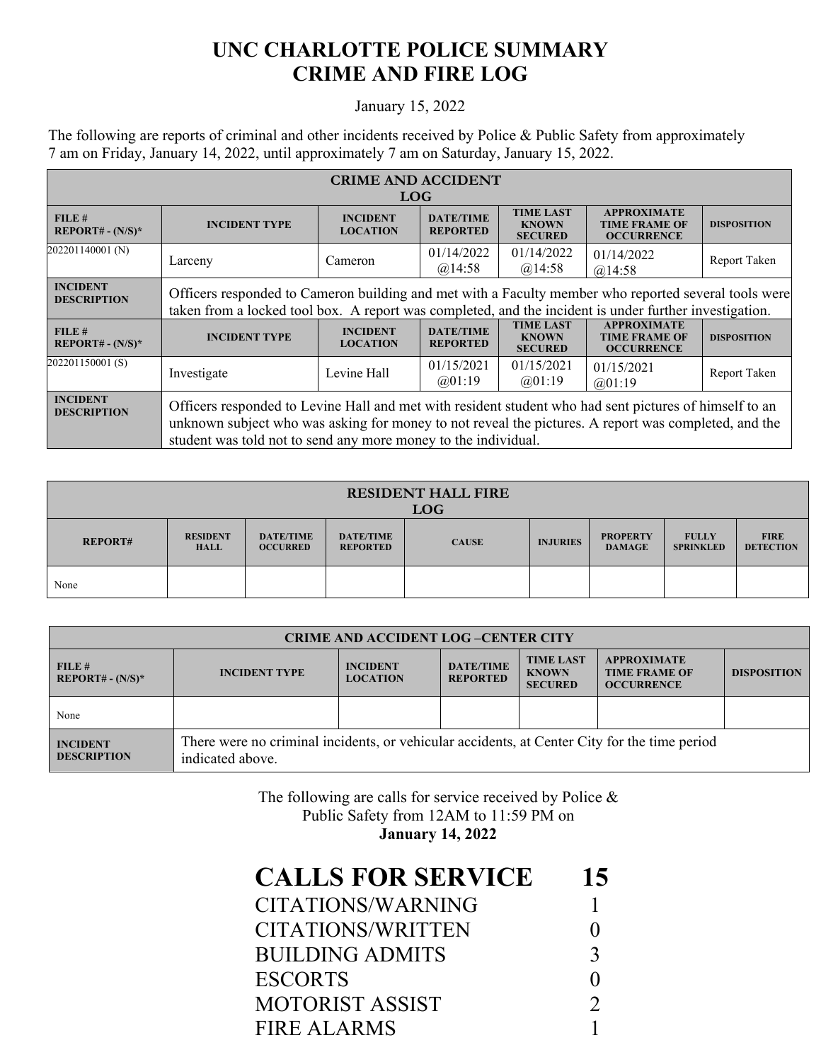# UNC CHARLOTTE POLICE SUMMARY
# CRIME AND FIRE LOG

January 15, 2022

The following are reports of criminal and other incidents received by Police & Public Safety from approximately 7 am on Friday, January 14, 2022, until approximately 7 am on Saturday, January 15, 2022.

| CRIME AND ACCIDENT LOG | | | | | | |
|---|---|---|---|---|---|---|
| **FILE # REPORT# - (N/S)*** | **INCIDENT TYPE** | **INCIDENT LOCATION** | **DATE/TIME REPORTED** | **TIME LAST KNOWN SECURED** | **APPROXIMATE TIME FRAME OF OCCURRENCE** | **DISPOSITION** |
| 202201140001 (N) | Larceny | Cameron | 01/14/2022 @14:58 | 01/14/2022 @14:58 | 01/14/2022 @14:58 | Report Taken |
| **INCIDENT DESCRIPTION** | Officers responded to Cameron building and met with a Faculty member who reported several tools were taken from a locked tool box. A report was completed, and the incident is under further investigation. | | | | | |
| **FILE # REPORT# - (N/S)*** | **INCIDENT TYPE** | **INCIDENT LOCATION** | **DATE/TIME REPORTED** | **TIME LAST KNOWN SECURED** | **APPROXIMATE TIME FRAME OF OCCURRENCE** | **DISPOSITION** |
| 202201150001 (S) | Investigate | Levine Hall | 01/15/2021 @01:19 | 01/15/2021 @01:19 | 01/15/2021 @01:19 | Report Taken |
| **INCIDENT DESCRIPTION** | Officers responded to Levine Hall and met with resident student who had sent pictures of himself to an unknown subject who was asking for money to not reveal the pictures. A report was completed, and the student was told not to send any more money to the individual. | | | | | |

| RESIDENT HALL FIRE LOG | | | | | | | | |
|---|---|---|---|---|---|---|---|---|
| **REPORT#** | **RESIDENT HALL** | **DATE/TIME OCCURRED** | **DATE/TIME REPORTED** | **CAUSE** | **INJURIES** | **PROPERTY DAMAGE** | **FULLY SPRINKLED** | **FIRE DETECTION** |
| None | | | | | | | | |

| CRIME AND ACCIDENT LOG –CENTER CITY | | | | | | |
|---|---|---|---|---|---|---|
| **FILE # REPORT# - (N/S)*** | **INCIDENT TYPE** | **INCIDENT LOCATION** | **DATE/TIME REPORTED** | **TIME LAST KNOWN SECURED** | **APPROXIMATE TIME FRAME OF OCCURRENCE** | **DISPOSITION** |
| None | | | | | | |
| **INCIDENT DESCRIPTION** | There were no criminal incidents, or vehicular accidents, at Center City for the time period indicated above. | | | | | |

The following are calls for service received by Police & Public Safety from 12AM to 11:59 PM on **January 14, 2022**

| **CALLS FOR SERVICE** | **15** |
|---|---|
| CITATIONS/WARNING | 1 |
| CITATIONS/WRITTEN | 0 |
| BUILDING ADMITS | 3 |
| ESCORTS | 0 |
| MOTORIST ASSIST | 2 |
| FIRE ALARMS | 1 |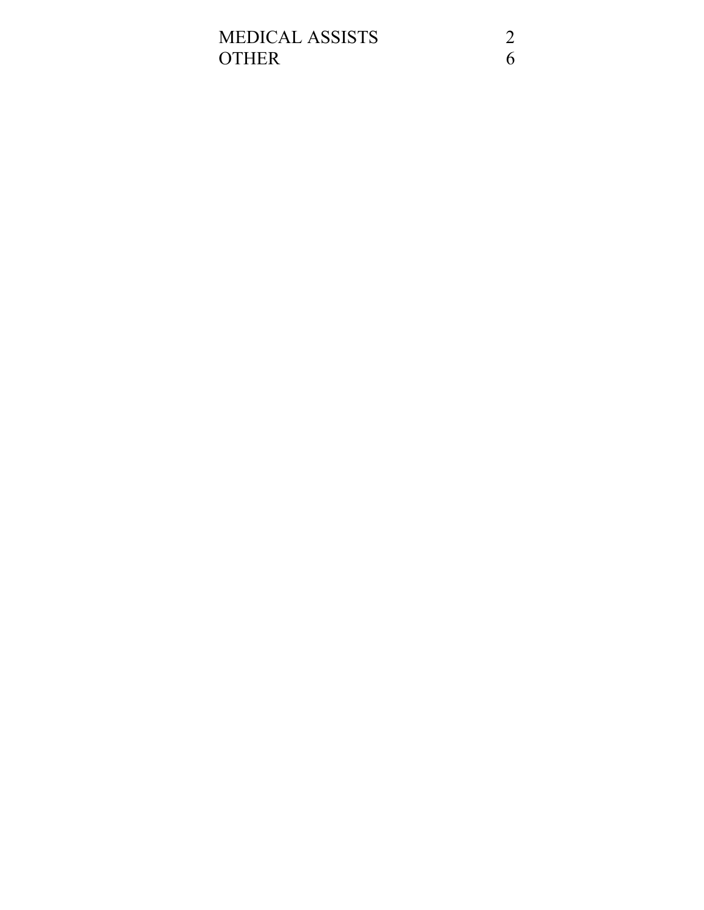| | |
|---|---|
| MEDICAL ASSISTS | 2 |
| OTHER | 6 |